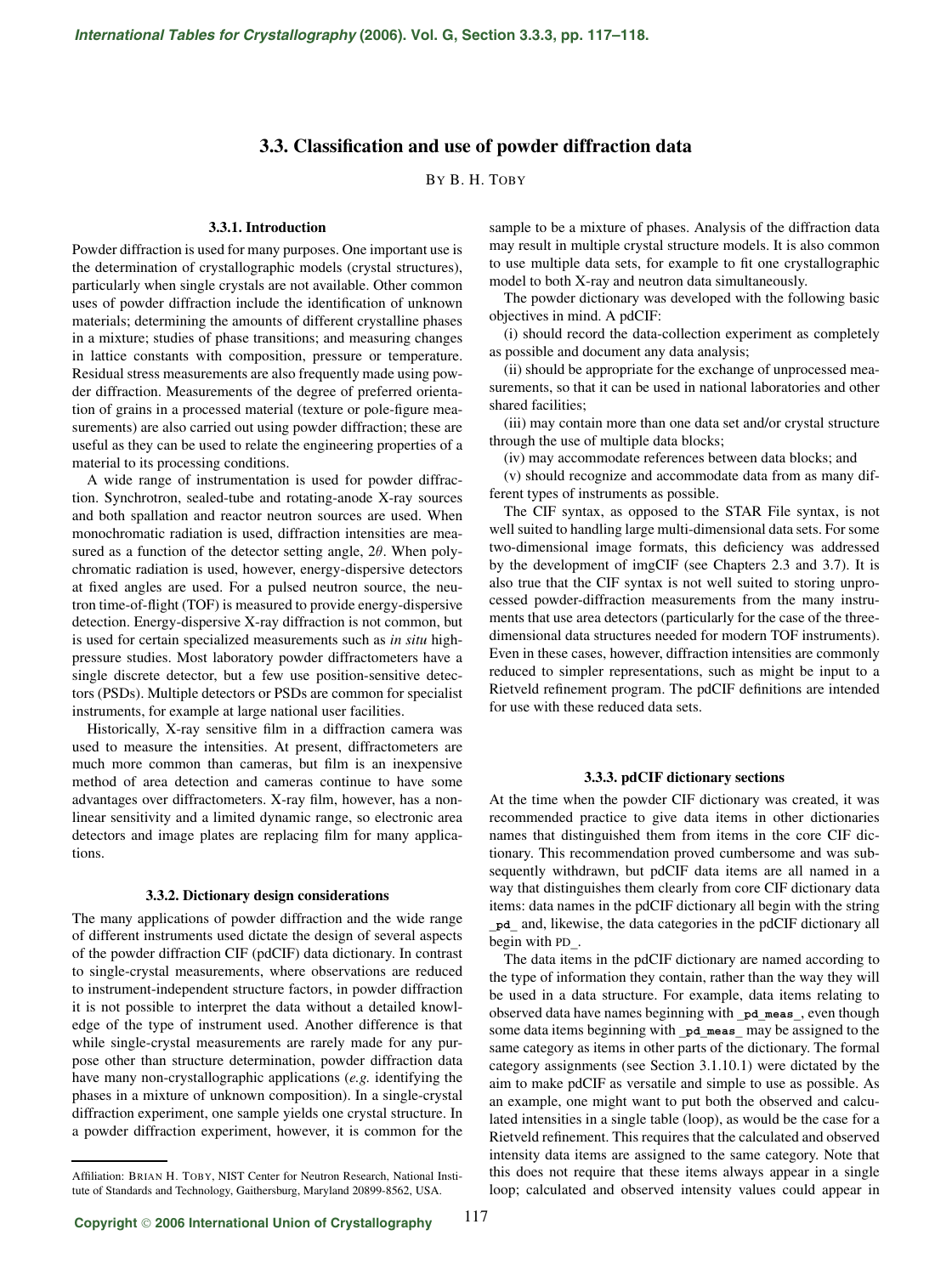# 3.3. Classification and use of powder diffraction data

By B. H. Toby

### 3.3.1. Introduction

Powder diffraction is used for many purposes. One important use is the determination of crystallographic models (crystal structures), particularly when single crystals are not available. Other common uses of powder diffraction include the identification of unknown materials; determining the amounts of different crystalline phases in a mixture; studies of phase transitions; and measuring changes in lattice constants with composition, pressure or temperature. Residual stress measurements are also frequently made using powder diffraction. Measurements of the degree of preferred orientation of grains in a processed material (texture or pole-figure measurements) are also carried out using powder diffraction; these are useful as they can be used to relate the engineering properties of a material to its processing conditions.

A wide range of instrumentation is used for powder diffraction. Synchrotron, sealed-tube and rotating-anode X-ray sources and both spallation and reactor neutron sources are used. When monochromatic radiation is used, diffraction intensities are measured as a function of the detector setting angle, $2\theta$. When polychromatic radiation is used, however, energy-dispersive detectors at fixed angles are used. For a pulsed neutron source, the neutron time-of-flight (TOF) is measured to provide energy-dispersive detection. Energy-dispersive X-ray diffraction is not common, but is used for certain specialized measurements such as *in situ* high-pressure studies. Most laboratory powder diffractometers have a single discrete detector, but a few use position-sensitive detectors (PSDs). Multiple detectors or PSDs are common for specialist instruments, for example at large national user facilities.

Historically, X-ray sensitive film in a diffraction camera was used to measure the intensities. At present, diffractometers are much more common than cameras, but film is an inexpensive method of area detection and cameras continue to have some advantages over diffractometers. X-ray film, however, has a nonlinear sensitivity and a limited dynamic range, so electronic area detectors and image plates are replacing film for many applications.

### 3.3.2. Dictionary design considerations

The many applications of powder diffraction and the wide range of different instruments used dictate the design of several aspects of the powder diffraction CIF (pdCIF) data dictionary. In contrast to single-crystal measurements, where observations are reduced to instrument-independent structure factors, in powder diffraction it is not possible to interpret the data without a detailed knowledge of the type of instrument used. Another difference is that while single-crystal measurements are rarely made for any purpose other than structure determination, powder diffraction data have many non-crystallographic applications (*e.g.* identifying the phases in a mixture of unknown composition). In a single-crystal diffraction experiment, one sample yields one crystal structure. In a powder diffraction experiment, however, it is common for the sample to be a mixture of phases. Analysis of the diffraction data may result in multiple crystal structure models. It is also common to use multiple data sets, for example to fit one crystallographic model to both X-ray and neutron data simultaneously.

The powder dictionary was developed with the following basic objectives in mind. A pdCIF:

(i) should record the data-collection experiment as completely as possible and document any data analysis;

(ii) should be appropriate for the exchange of unprocessed measurements, so that it can be used in national laboratories and other shared facilities;

(iii) may contain more than one data set and/or crystal structure through the use of multiple data blocks;

(iv) may accommodate references between data blocks; and

(v) should recognize and accommodate data from as many different types of instruments as possible.

The CIF syntax, as opposed to the STAR File syntax, is not well suited to handling large multi-dimensional data sets. For some two-dimensional image formats, this deficiency was addressed by the development of imgCIF (see Chapters 2.3 and 3.7). It is also true that the CIF syntax is not well suited to storing unprocessed powder-diffraction measurements from the many instruments that use area detectors (particularly for the case of the three-dimensional data structures needed for modern TOF instruments). Even in these cases, however, diffraction intensities are commonly reduced to simpler representations, such as might be input to a Rietveld refinement program. The pdCIF definitions are intended for use with these reduced data sets.

### 3.3.3. pdCIF dictionary sections

At the time when the powder CIF dictionary was created, it was recommended practice to give data items in other dictionaries names that distinguished them from items in the core CIF dictionary. This recommendation proved cumbersome and was subsequently withdrawn, but pdCIF data items are all named in a way that distinguishes them clearly from core CIF dictionary data items: data names in the pdCIF dictionary all begin with the string **_pd_** and, likewise, the data categories in the pdCIF dictionary all begin with PD_.

The data items in the pdCIF dictionary are named according to the type of information they contain, rather than the way they will be used in a data structure. For example, data items relating to observed data have names beginning with **_pd_meas_**, even though some data items beginning with **_pd_meas_** may be assigned to the same category as items in other parts of the dictionary. The formal category assignments (see Section 3.1.10.1) were dictated by the aim to make pdCIF as versatile and simple to use as possible. As an example, one might want to put both the observed and calculated intensities in a single table (loop), as would be the case for a Rietveld refinement. This requires that the calculated and observed intensity data items are assigned to the same category. Note that this does not require that these items always appear in a single loop; calculated and observed intensity values could appear in

---

Affiliation: Brian H. Toby, NIST Center for Neutron Research, National Institute of Standards and Technology, Gaithersburg, Maryland 20899-8562, USA.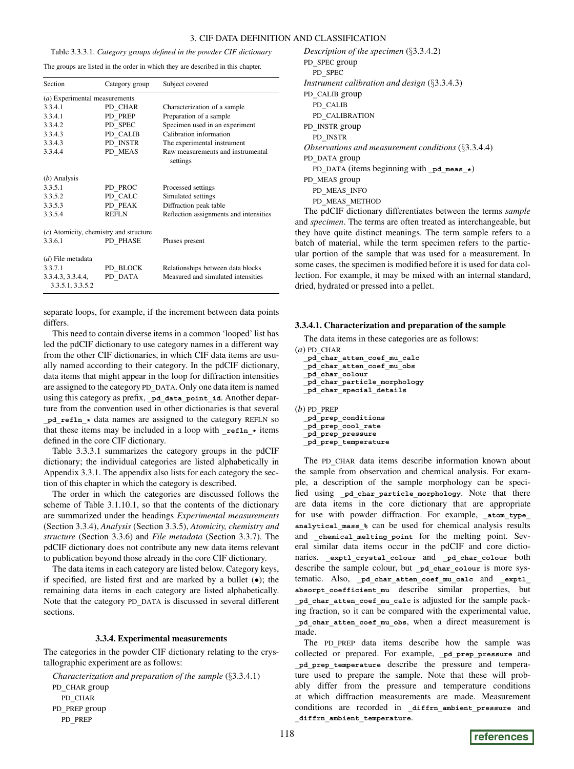Table 3.3.3.1. *Category groups defined in the powder CIF dictionary*

The groups are listed in the order in which they are described in this chapter.

| Section | Category group | Subject covered |
|---|---|---|
| (*a*) Experimental measurements | | |
| 3.3.4.1 | PD_CHAR | Characterization of a sample |
| 3.3.4.1 | PD_PREP | Preparation of a sample |
| 3.3.4.2 | PD_SPEC | Specimen used in an experiment |
| 3.3.4.3 | PD_CALIB | Calibration information |
| 3.3.4.3 | PD_INSTR | The experimental instrument |
| 3.3.4.4 | PD_MEAS | Raw measurements and instrumental settings |
| (*b*) Analysis | | |
| 3.3.5.1 | PD_PROC | Processed settings |
| 3.3.5.2 | PD_CALC | Simulated settings |
| 3.3.5.3 | PD_PEAK | Diffraction peak table |
| 3.3.5.4 | REFLN | Reflection assignments and intensities |
| (*c*) Atomicity, chemistry and structure | | |
| 3.3.6.1 | PD_PHASE | Phases present |
| (*d*) File metadata | | |
| 3.3.7.1 | PD_BLOCK | Relationships between data blocks |
| 3.3.4.3, 3.3.4.4, 3.3.5.1, 3.3.5.2 | PD_DATA | Measured and simulated intensities |

separate loops, for example, if the increment between data points differs.

This need to contain diverse items in a common 'looped' list has led the pdCIF dictionary to use category names in a different way from the other CIF dictionaries, in which CIF data items are usually named according to their category. In the pdCIF dictionary, data items that might appear in the loop for diffraction intensities are assigned to the category PD_DATA. Only one data item is named using this category as prefix, **_pd_data_point_id**. Another departure from the convention used in other dictionaries is that several **_pd_refln_*** data names are assigned to the category REFLN so that these items may be included in a loop with **_refln_*** items defined in the core CIF dictionary.

Table 3.3.3.1 summarizes the category groups in the pdCIF dictionary; the individual categories are listed alphabetically in Appendix 3.3.1. The appendix also lists for each category the section of this chapter in which the category is described.

The order in which the categories are discussed follows the scheme of Table 3.1.10.1, so that the contents of the dictionary are summarized under the headings *Experimental measurements* (Section 3.3.4), *Analysis* (Section 3.3.5), *Atomicity, chemistry and structure* (Section 3.3.6) and *File metadata* (Section 3.3.7). The pdCIF dictionary does not contribute any new data items relevant to publication beyond those already in the core CIF dictionary.

The data items in each category are listed below. Category keys, if specified, are listed first and are marked by a bullet (•); the remaining data items in each category are listed alphabetically. Note that the category PD_DATA is discussed in several different sections.

### 3.3.4. Experimental measurements

The categories in the powder CIF dictionary relating to the crystallographic experiment are as follows:

*Characterization and preparation of the sample* (§3.3.4.1)
PD_CHAR group
  PD_CHAR
PD_PREP group
  PD_PREP
*Description of the specimen* (§3.3.4.2)
PD_SPEC group
  PD_SPEC
*Instrument calibration and design* (§3.3.4.3)
PD_CALIB group
  PD_CALIB
  PD_CALIBRATION
PD_INSTR group
  PD_INSTR
*Observations and measurement conditions* (§3.3.4.4)
PD_DATA group
  PD_DATA (items beginning with **_pd_meas_***)
PD_MEAS group
  PD_MEAS_INFO
  PD_MEAS_METHOD

The pdCIF dictionary differentiates between the terms *sample* and *specimen*. The terms are often treated as interchangeable, but they have quite distinct meanings. The term sample refers to a batch of material, while the term specimen refers to the particular portion of the sample that was used for a measurement. In some cases, the specimen is modified before it is used for data collection. For example, it may be mixed with an internal standard, dried, hydrated or pressed into a pellet.

#### 3.3.4.1. Characterization and preparation of the sample

The data items in these categories are as follows:

(*a*) PD_CHAR
```
_pd_char_atten_coef_mu_calc
_pd_char_atten_coef_mu_obs
_pd_char_colour
_pd_char_particle_morphology
_pd_char_special_details
```

(*b*) PD_PREP
```
_pd_prep_conditions
_pd_prep_cool_rate
_pd_prep_pressure
_pd_prep_temperature
```

The PD_CHAR data items describe information known about the sample from observation and chemical analysis. For example, a description of the sample morphology can be specified using **_pd_char_particle_morphology**. Note that there are data items in the core dictionary that are appropriate for use with powder diffraction. For example, **_atom_type_analytical_mass_%** can be used for chemical analysis results and **_chemical_melting_point** for the melting point. Several similar data items occur in the pdCIF and core dictionaries. **_exptl_crystal_colour** and **_pd_char_colour** both describe the sample colour, but **_pd_char_colour** is more systematic. Also, **_pd_char_atten_coef_mu_calc** and **_exptl_absorpt_coefficient_mu** describe similar properties, but **_pd_char_atten_coef_mu_calc** is adjusted for the sample packing fraction, so it can be compared with the experimental value, **_pd_char_atten_coef_mu_obs**, when a direct measurement is made.

The PD_PREP data items describe how the sample was collected or prepared. For example, **_pd_prep_pressure** and **_pd_prep_temperature** describe the pressure and temperature used to prepare the sample. Note that these will probably differ from the pressure and temperature conditions at which diffraction measurements are made. Measurement conditions are recorded in **_diffrn_ambient_pressure** and **_diffrn_ambient_temperature**.